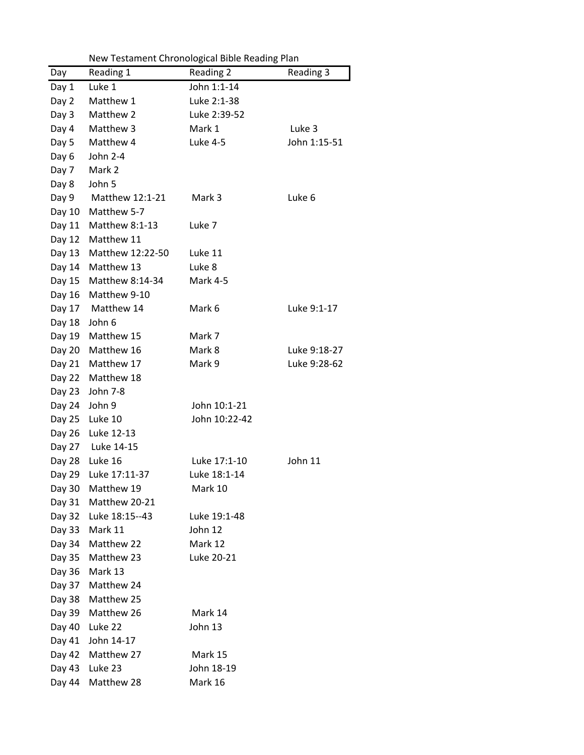New Testament Chronological Bible Reading Plan

| Day | Reading 1 | Reading 2 | Reading 3 |
|---|---|---|---|
| Day 1 | Luke 1 | John 1:1-14 | |
| Day 2 | Matthew 1 | Luke 2:1-38 | |
| Day 3 | Matthew 2 | Luke 2:39-52 | |
| Day 4 | Matthew 3 | Mark 1 | Luke 3 |
| Day 5 | Matthew 4 | Luke 4-5 | John 1:15-51 |
| Day 6 | John 2-4 | | |
| Day 7 | Mark 2 | | |
| Day 8 | John 5 | | |
| Day 9 | Matthew 12:1-21 | Mark 3 | Luke 6 |
| Day 10 | Matthew 5-7 | | |
| Day 11 | Matthew 8:1-13 | Luke 7 | |
| Day 12 | Matthew 11 | | |
| Day 13 | Matthew 12:22-50 | Luke 11 | |
| Day 14 | Matthew 13 | Luke 8 | |
| Day 15 | Matthew 8:14-34 | Mark 4-5 | |
| Day 16 | Matthew 9-10 | | |
| Day 17 | Matthew 14 | Mark 6 | Luke 9:1-17 |
| Day 18 | John 6 | | |
| Day 19 | Matthew 15 | Mark 7 | |
| Day 20 | Matthew 16 | Mark 8 | Luke 9:18-27 |
| Day 21 | Matthew 17 | Mark 9 | Luke 9:28-62 |
| Day 22 | Matthew 18 | | |
| Day 23 | John 7-8 | | |
| Day 24 | John 9 | John 10:1-21 | |
| Day 25 | Luke 10 | John 10:22-42 | |
| Day 26 | Luke 12-13 | | |
| Day 27 | Luke 14-15 | | |
| Day 28 | Luke 16 | Luke 17:1-10 | John 11 |
| Day 29 | Luke 17:11-37 | Luke 18:1-14 | |
| Day 30 | Matthew 19 | Mark 10 | |
| Day 31 | Matthew 20-21 | | |
| Day 32 | Luke 18:15--43 | Luke 19:1-48 | |
| Day 33 | Mark 11 | John 12 | |
| Day 34 | Matthew 22 | Mark 12 | |
| Day 35 | Matthew 23 | Luke 20-21 | |
| Day 36 | Mark 13 | | |
| Day 37 | Matthew 24 | | |
| Day 38 | Matthew 25 | | |
| Day 39 | Matthew 26 | Mark 14 | |
| Day 40 | Luke 22 | John 13 | |
| Day 41 | John 14-17 | | |
| Day 42 | Matthew 27 | Mark 15 | |
| Day 43 | Luke 23 | John 18-19 | |
| Day 44 | Matthew 28 | Mark 16 | |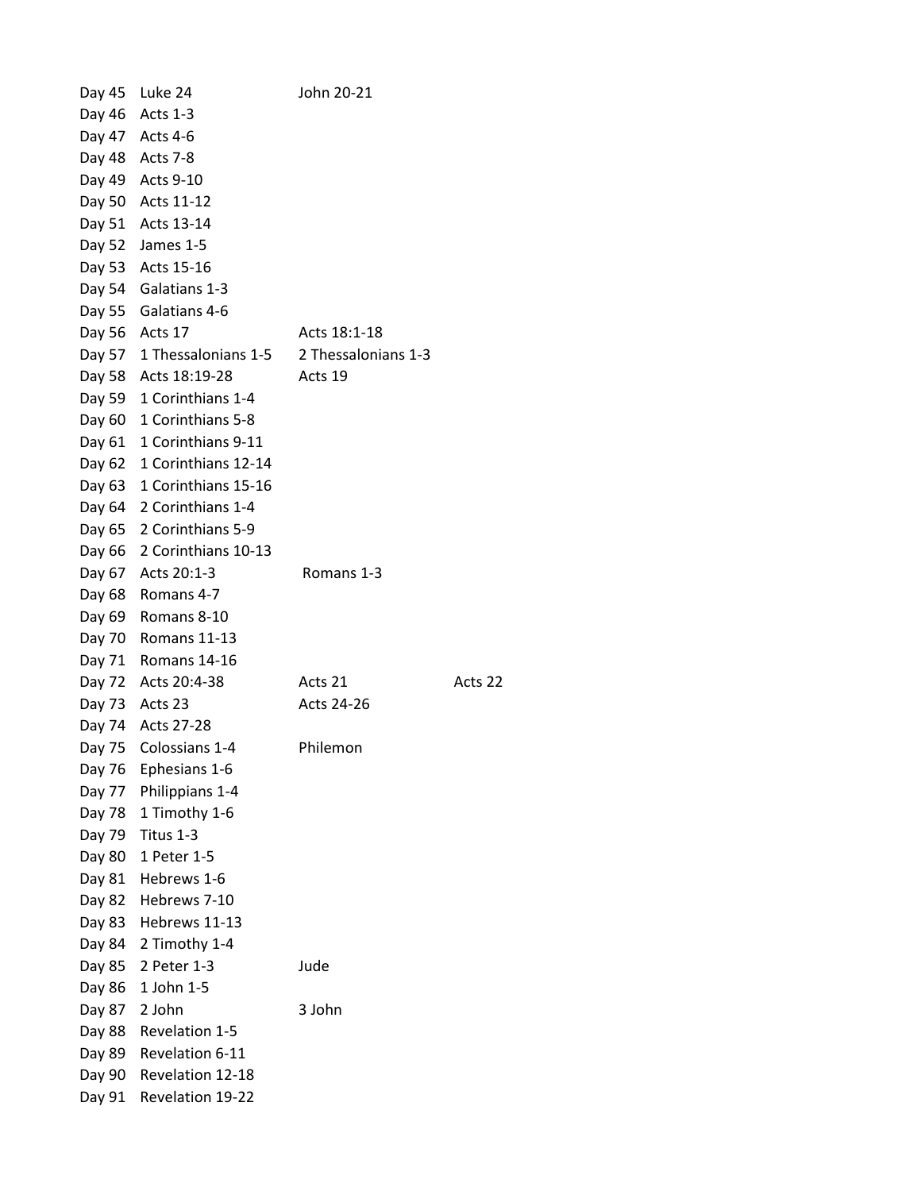| | | | |
|---|---|---|---|
| Day 45 | Luke 24 | John 20-21 | |
| Day 46 | Acts 1-3 | | |
| Day 47 | Acts 4-6 | | |
| Day 48 | Acts 7-8 | | |
| Day 49 | Acts 9-10 | | |
| Day 50 | Acts 11-12 | | |
| Day 51 | Acts 13-14 | | |
| Day 52 | James 1-5 | | |
| Day 53 | Acts 15-16 | | |
| Day 54 | Galatians 1-3 | | |
| Day 55 | Galatians 4-6 | | |
| Day 56 | Acts 17 | Acts 18:1-18 | |
| Day 57 | 1 Thessalonians 1-5 | 2 Thessalonians 1-3 | |
| Day 58 | Acts 18:19-28 | Acts 19 | |
| Day 59 | 1 Corinthians 1-4 | | |
| Day 60 | 1 Corinthians 5-8 | | |
| Day 61 | 1 Corinthians 9-11 | | |
| Day 62 | 1 Corinthians 12-14 | | |
| Day 63 | 1 Corinthians 15-16 | | |
| Day 64 | 2 Corinthians 1-4 | | |
| Day 65 | 2 Corinthians 5-9 | | |
| Day 66 | 2 Corinthians 10-13 | | |
| Day 67 | Acts 20:1-3 | Romans 1-3 | |
| Day 68 | Romans 4-7 | | |
| Day 69 | Romans 8-10 | | |
| Day 70 | Romans 11-13 | | |
| Day 71 | Romans 14-16 | | |
| Day 72 | Acts 20:4-38 | Acts 21 | Acts 22 |
| Day 73 | Acts 23 | Acts 24-26 | |
| Day 74 | Acts 27-28 | | |
| Day 75 | Colossians 1-4 | Philemon | |
| Day 76 | Ephesians 1-6 | | |
| Day 77 | Philippians 1-4 | | |
| Day 78 | 1 Timothy 1-6 | | |
| Day 79 | Titus 1-3 | | |
| Day 80 | 1 Peter 1-5 | | |
| Day 81 | Hebrews 1-6 | | |
| Day 82 | Hebrews 7-10 | | |
| Day 83 | Hebrews 11-13 | | |
| Day 84 | 2 Timothy 1-4 | | |
| Day 85 | 2 Peter 1-3 | Jude | |
| Day 86 | 1 John 1-5 | | |
| Day 87 | 2 John | 3 John | |
| Day 88 | Revelation 1-5 | | |
| Day 89 | Revelation 6-11 | | |
| Day 90 | Revelation 12-18 | | |
| Day 91 | Revelation 19-22 | | |